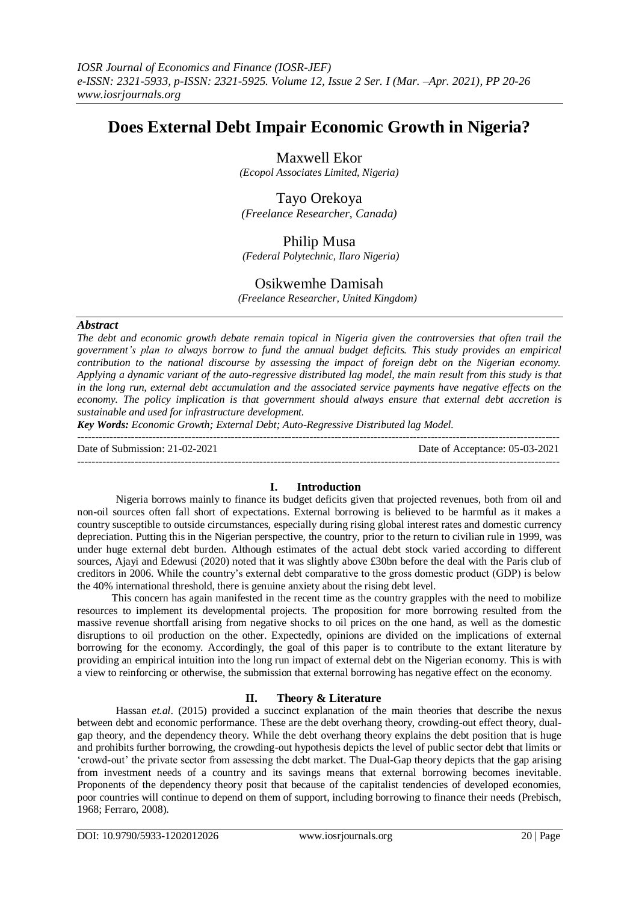# Does External Debt Impair Economic Growth in Nigeria?

Maxwell Ekor
*(Ecopol Associates Limited, Nigeria)*

Tayo Orekoya
*(Freelance Researcher, Canada)*

Philip Musa
*(Federal Polytechnic, Ilaro Nigeria)*

Osikwemhe Damisah
*(Freelance Researcher, United Kingdom)*

### *Abstract*

*The debt and economic growth debate remain topical in Nigeria given the controversies that often trail the government's plan to always borrow to fund the annual budget deficits. This study provides an empirical contribution to the national discourse by assessing the impact of foreign debt on the Nigerian economy. Applying a dynamic variant of the auto-regressive distributed lag model, the main result from this study is that in the long run, external debt accumulation and the associated service payments have negative effects on the economy. The policy implication is that government should always ensure that external debt accretion is sustainable and used for infrastructure development.*

***Key Words:*** *Economic Growth; External Debt; Auto-Regressive Distributed lag Model.*

---

Date of Submission: 21-02-2021 Date of Acceptance: 05-03-2021

---

## I. Introduction

Nigeria borrows mainly to finance its budget deficits given that projected revenues, both from oil and non-oil sources often fall short of expectations. External borrowing is believed to be harmful as it makes a country susceptible to outside circumstances, especially during rising global interest rates and domestic currency depreciation. Putting this in the Nigerian perspective, the country, prior to the return to civilian rule in 1999, was under huge external debt burden. Although estimates of the actual debt stock varied according to different sources, Ajayi and Edewusi (2020) noted that it was slightly above £30bn before the deal with the Paris club of creditors in 2006. While the country's external debt comparative to the gross domestic product (GDP) is below the 40% international threshold, there is genuine anxiety about the rising debt level.

This concern has again manifested in the recent time as the country grapples with the need to mobilize resources to implement its developmental projects. The proposition for more borrowing resulted from the massive revenue shortfall arising from negative shocks to oil prices on the one hand, as well as the domestic disruptions to oil production on the other. Expectedly, opinions are divided on the implications of external borrowing for the economy. Accordingly, the goal of this paper is to contribute to the extant literature by providing an empirical intuition into the long run impact of external debt on the Nigerian economy. This is with a view to reinforcing or otherwise, the submission that external borrowing has negative effect on the economy.

## II. Theory & Literature

Hassan *et.al*. (2015) provided a succinct explanation of the main theories that describe the nexus between debt and economic performance. These are the debt overhang theory, crowding-out effect theory, dual-gap theory, and the dependency theory. While the debt overhang theory explains the debt position that is huge and prohibits further borrowing, the crowding-out hypothesis depicts the level of public sector debt that limits or 'crowd-out' the private sector from assessing the debt market. The Dual-Gap theory depicts that the gap arising from investment needs of a country and its savings means that external borrowing becomes inevitable. Proponents of the dependency theory posit that because of the capitalist tendencies of developed economies, poor countries will continue to depend on them of support, including borrowing to finance their needs (Prebisch, 1968; Ferraro, 2008).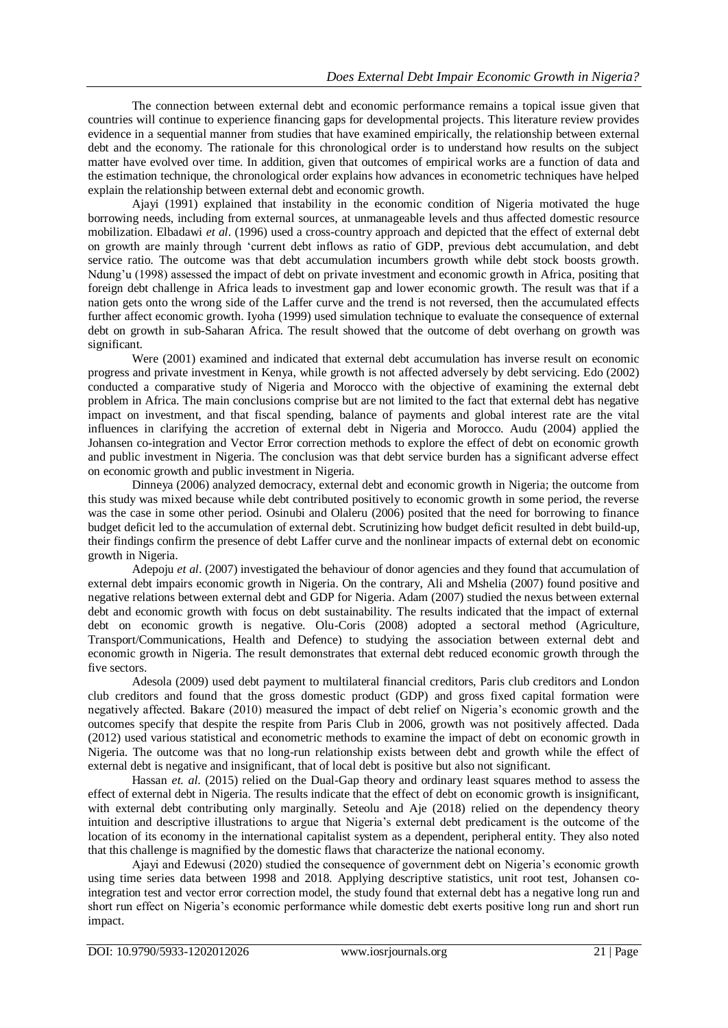The connection between external debt and economic performance remains a topical issue given that countries will continue to experience financing gaps for developmental projects. This literature review provides evidence in a sequential manner from studies that have examined empirically, the relationship between external debt and the economy. The rationale for this chronological order is to understand how results on the subject matter have evolved over time. In addition, given that outcomes of empirical works are a function of data and the estimation technique, the chronological order explains how advances in econometric techniques have helped explain the relationship between external debt and economic growth.

Ajayi (1991) explained that instability in the economic condition of Nigeria motivated the huge borrowing needs, including from external sources, at unmanageable levels and thus affected domestic resource mobilization. Elbadawi *et al*. (1996) used a cross-country approach and depicted that the effect of external debt on growth are mainly through 'current debt inflows as ratio of GDP, previous debt accumulation, and debt service ratio. The outcome was that debt accumulation incumbers growth while debt stock boosts growth. Ndung'u (1998) assessed the impact of debt on private investment and economic growth in Africa, positing that foreign debt challenge in Africa leads to investment gap and lower economic growth. The result was that if a nation gets onto the wrong side of the Laffer curve and the trend is not reversed, then the accumulated effects further affect economic growth. Iyoha (1999) used simulation technique to evaluate the consequence of external debt on growth in sub-Saharan Africa. The result showed that the outcome of debt overhang on growth was significant.

Were (2001) examined and indicated that external debt accumulation has inverse result on economic progress and private investment in Kenya, while growth is not affected adversely by debt servicing. Edo (2002) conducted a comparative study of Nigeria and Morocco with the objective of examining the external debt problem in Africa. The main conclusions comprise but are not limited to the fact that external debt has negative impact on investment, and that fiscal spending, balance of payments and global interest rate are the vital influences in clarifying the accretion of external debt in Nigeria and Morocco. Audu (2004) applied the Johansen co-integration and Vector Error correction methods to explore the effect of debt on economic growth and public investment in Nigeria. The conclusion was that debt service burden has a significant adverse effect on economic growth and public investment in Nigeria.

Dinneya (2006) analyzed democracy, external debt and economic growth in Nigeria; the outcome from this study was mixed because while debt contributed positively to economic growth in some period, the reverse was the case in some other period. Osinubi and Olaleru (2006) posited that the need for borrowing to finance budget deficit led to the accumulation of external debt. Scrutinizing how budget deficit resulted in debt build-up, their findings confirm the presence of debt Laffer curve and the nonlinear impacts of external debt on economic growth in Nigeria.

Adepoju *et al*. (2007) investigated the behaviour of donor agencies and they found that accumulation of external debt impairs economic growth in Nigeria. On the contrary, Ali and Mshelia (2007) found positive and negative relations between external debt and GDP for Nigeria. Adam (2007) studied the nexus between external debt and economic growth with focus on debt sustainability. The results indicated that the impact of external debt on economic growth is negative. Olu-Coris (2008) adopted a sectoral method (Agriculture, Transport/Communications, Health and Defence) to studying the association between external debt and economic growth in Nigeria. The result demonstrates that external debt reduced economic growth through the five sectors.

Adesola (2009) used debt payment to multilateral financial creditors, Paris club creditors and London club creditors and found that the gross domestic product (GDP) and gross fixed capital formation were negatively affected. Bakare (2010) measured the impact of debt relief on Nigeria's economic growth and the outcomes specify that despite the respite from Paris Club in 2006, growth was not positively affected. Dada (2012) used various statistical and econometric methods to examine the impact of debt on economic growth in Nigeria. The outcome was that no long-run relationship exists between debt and growth while the effect of external debt is negative and insignificant, that of local debt is positive but also not significant.

Hassan *et. al.* (2015) relied on the Dual-Gap theory and ordinary least squares method to assess the effect of external debt in Nigeria. The results indicate that the effect of debt on economic growth is insignificant, with external debt contributing only marginally. Seteolu and Aje (2018) relied on the dependency theory intuition and descriptive illustrations to argue that Nigeria's external debt predicament is the outcome of the location of its economy in the international capitalist system as a dependent, peripheral entity. They also noted that this challenge is magnified by the domestic flaws that characterize the national economy.

Ajayi and Edewusi (2020) studied the consequence of government debt on Nigeria's economic growth using time series data between 1998 and 2018. Applying descriptive statistics, unit root test, Johansen co-integration test and vector error correction model, the study found that external debt has a negative long run and short run effect on Nigeria's economic performance while domestic debt exerts positive long run and short run impact.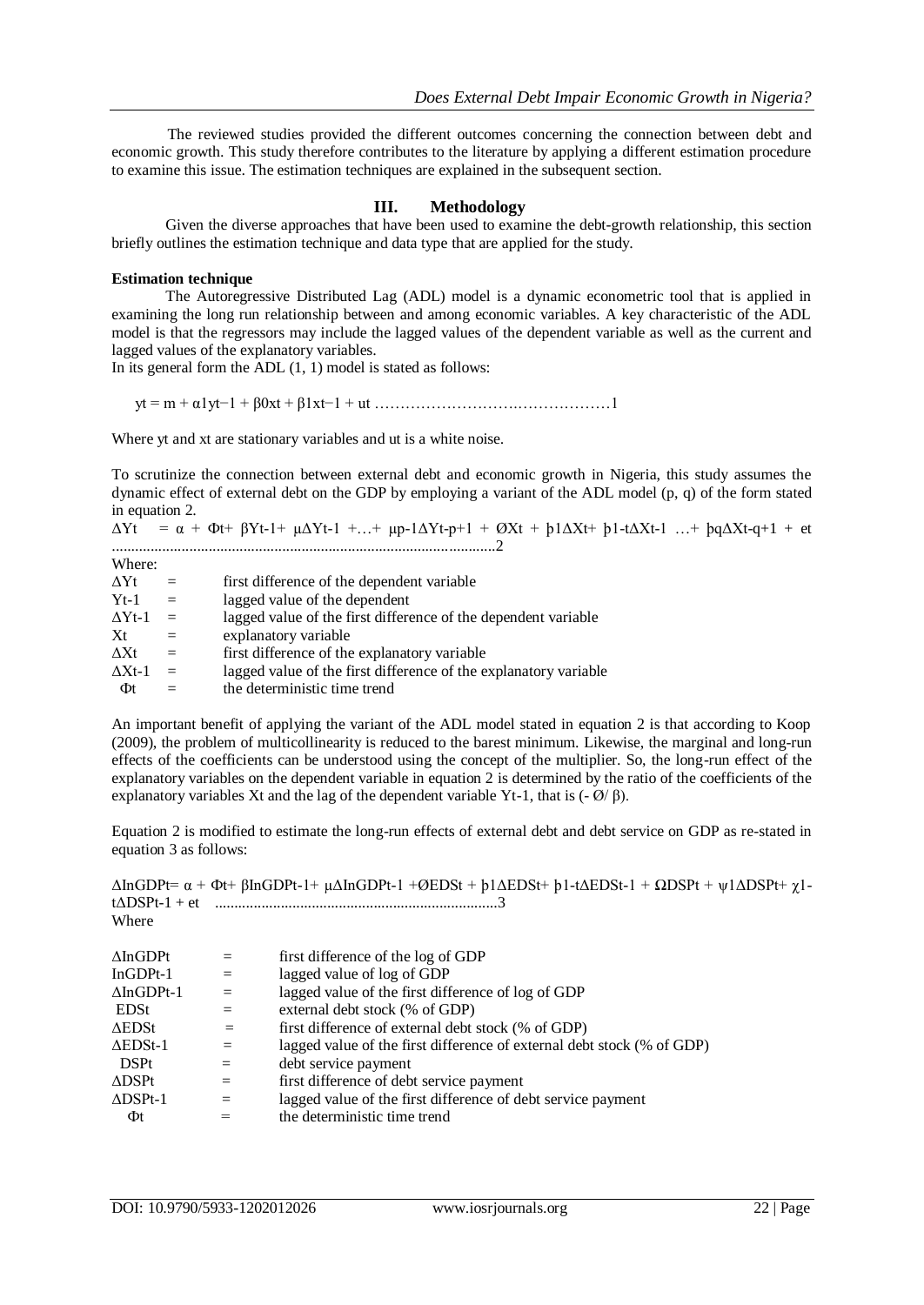The reviewed studies provided the different outcomes concerning the connection between debt and economic growth. This study therefore contributes to the literature by applying a different estimation procedure to examine this issue. The estimation techniques are explained in the subsequent section.

## III. Methodology

Given the diverse approaches that have been used to examine the debt-growth relationship, this section briefly outlines the estimation technique and data type that are applied for the study.

**Estimation technique**

The Autoregressive Distributed Lag (ADL) model is a dynamic econometric tool that is applied in examining the long run relationship between and among economic variables. A key characteristic of the ADL model is that the regressors may include the lagged values of the dependent variable as well as the current and lagged values of the explanatory variables.

In its general form the ADL (1, 1) model is stated as follows:

$$y_t = m + \alpha_1 y_{t-1} + \beta_0 x_t + \beta_1 x_{t-1} + u_t \quad \text{……………………………………………}1$$

Where $y_t$ and $x_t$ are stationary variables and $u_t$ is a white noise.

To scrutinize the connection between external debt and economic growth in Nigeria, this study assumes the dynamic effect of external debt on the GDP by employing a variant of the ADL model (p, q) of the form stated in equation 2.

$$\Delta Y_t = \alpha + \Phi t + \beta Y_{t-1} + \mu \Delta Y_{t-1} + \ldots + \mu_{p-1} \Delta Y_{t-p+1} + \text{Ø} X_t + þ_1 \Delta X_t + þ_{1-t} \Delta X_{t-1} \ldots + þ_q \Delta X_{t-q+1} + e_t \quad \text{……………}2$$

Where:

| | | |
|---|---|---|
| $\Delta Y_t$ | = | first difference of the dependent variable |
| $Y_{t-1}$ | = | lagged value of the dependent |
| $\Delta Y_{t-1}$ | = | lagged value of the first difference of the dependent variable |
| $X_t$ | = | explanatory variable |
| $\Delta X_t$ | = | first difference of the explanatory variable |
| $\Delta X_{t-1}$ | = | lagged value of the first difference of the explanatory variable |
| $\Phi t$ | = | the deterministic time trend |

An important benefit of applying the variant of the ADL model stated in equation 2 is that according to Koop (2009), the problem of multicollinearity is reduced to the barest minimum. Likewise, the marginal and long-run effects of the coefficients can be understood using the concept of the multiplier. So, the long-run effect of the explanatory variables on the dependent variable in equation 2 is determined by the ratio of the coefficients of the explanatory variables $X_t$ and the lag of the dependent variable $Y_{t-1}$, that is $(-\text{Ø}/\beta)$.

Equation 2 is modified to estimate the long-run effects of external debt and debt service on GDP as re-stated in equation 3 as follows:

$$\Delta \text{InGDP}_t = \alpha + \Phi t + \beta \text{InGDP}_{t-1} + \mu \Delta \text{InGDP}_{t-1} + \text{Ø} EDS_t + þ_1 \Delta EDS_t + þ_{1-t} \Delta EDS_{t-1} + \Omega DSP_t + \psi_1 \Delta DSP_t + \chi_{1-t} \Delta DSP_{t-1} + e_t \quad \text{……………}3$$

Where

| | | |
|---|---|---|
| $\Delta \text{InGDP}_t$ | = | first difference of the log of GDP |
| $\text{InGDP}_{t-1}$ | = | lagged value of log of GDP |
| $\Delta \text{InGDP}_{t-1}$ | = | lagged value of the first difference of log of GDP |
| $EDS_t$ | = | external debt stock (% of GDP) |
| $\Delta EDS_t$ | = | first difference of external debt stock (% of GDP) |
| $\Delta EDS_{t-1}$ | = | lagged value of the first difference of external debt stock (% of GDP) |
| $DSP_t$ | = | debt service payment |
| $\Delta DSP_t$ | = | first difference of debt service payment |
| $\Delta DSP_{t-1}$ | = | lagged value of the first difference of debt service payment |
| $\Phi t$ | = | the deterministic time trend |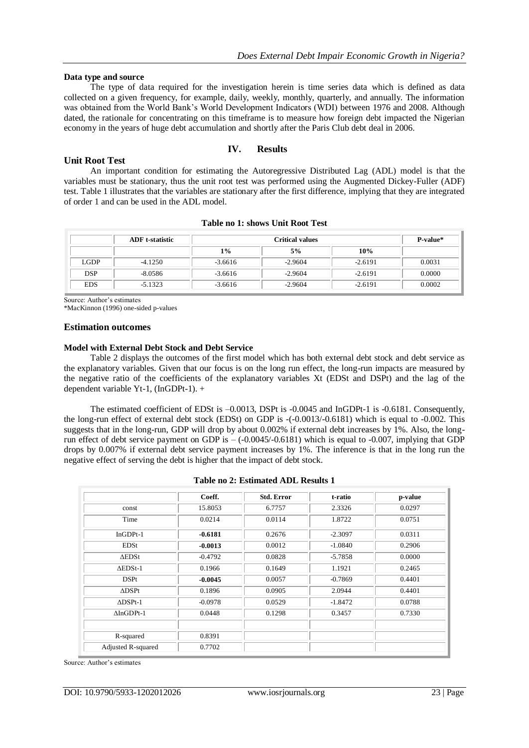**Data type and source**

The type of data required for the investigation herein is time series data which is defined as data collected on a given frequency, for example, daily, weekly, monthly, quarterly, and annually. The information was obtained from the World Bank's World Development Indicators (WDI) between 1976 and 2008. Although dated, the rationale for concentrating on this timeframe is to measure how foreign debt impacted the Nigerian economy in the years of huge debt accumulation and shortly after the Paris Club debt deal in 2006.

## IV. Results

### Unit Root Test

An important condition for estimating the Autoregressive Distributed Lag (ADL) model is that the variables must be stationary, thus the unit root test was performed using the Augmented Dickey-Fuller (ADF) test. Table 1 illustrates that the variables are stationary after the first difference, implying that they are integrated of order 1 and can be used in the ADL model.

**Table no 1: shows Unit Root Test**

| | ADF t-statistic | Critical values | | | P-value* |
|---|---|---|---|---|---|
| | | 1% | 5% | 10% | |
| LGDP | -4.1250 | -3.6616 | -2.9604 | -2.6191 | 0.0031 |
| DSP | -8.0586 | -3.6616 | -2.9604 | -2.6191 | 0.0000 |
| EDS | -5.1323 | -3.6616 | -2.9604 | -2.6191 | 0.0002 |

Source: Author's estimates
*MacKinnon (1996) one-sided p-values

### Estimation outcomes

**Model with External Debt Stock and Debt Service**

Table 2 displays the outcomes of the first model which has both external debt stock and debt service as the explanatory variables. Given that our focus is on the long run effect, the long-run impacts are measured by the negative ratio of the coefficients of the explanatory variables $X_t$ ($EDS_t$ and $DSP_t$) and the lag of the dependent variable $Y_{t-1}$, ($InGDP_{t-1}$). +

The estimated coefficient of $EDS_t$ is –0.0013, $DSP_t$ is -0.0045 and $InGDP_{t-1}$ is -0.6181. Consequently, the long-run effect of external debt stock ($EDS_t$) on GDP is -(-0.0013/-0.6181) which is equal to -0.002. This suggests that in the long-run, GDP will drop by about 0.002% if external debt increases by 1%. Also, the long-run effect of debt service payment on GDP is – (-0.0045/-0.6181) which is equal to -0.007, implying that GDP drops by 0.007% if external debt service payment increases by 1%. The inference is that in the long run the negative effect of serving the debt is higher that the impact of debt stock.

**Table no 2: Estimated ADL Results 1**

| | Coeff. | Std. Error | t-ratio | p-value |
|---|---|---|---|---|
| const | 15.8053 | 6.7757 | 2.3326 | 0.0297 |
| Time | 0.0214 | 0.0114 | 1.8722 | 0.0751 |
| $InGDP_{t-1}$ | **-0.6181** | 0.2676 | -2.3097 | 0.0311 |
| $EDS_t$ | **-0.0013** | 0.0012 | -1.0840 | 0.2906 |
| $\Delta EDS_t$ | -0.4792 | 0.0828 | -5.7858 | 0.0000 |
| $\Delta EDS_{t-1}$ | 0.1966 | 0.1649 | 1.1921 | 0.2465 |
| $DSP_t$ | **-0.0045** | 0.0057 | -0.7869 | 0.4401 |
| $\Delta DSP_t$ | 0.1896 | 0.0905 | 2.0944 | 0.4401 |
| $\Delta DSP_{t-1}$ | -0.0978 | 0.0529 | -1.8472 | 0.0788 |
| $\Delta InGDP_{t-1}$ | 0.0448 | 0.1298 | 0.3457 | 0.7330 |
| | | | | |
| R-squared | 0.8391 | | | |
| Adjusted R-squared | 0.7702 | | | |

Source: Author's estimates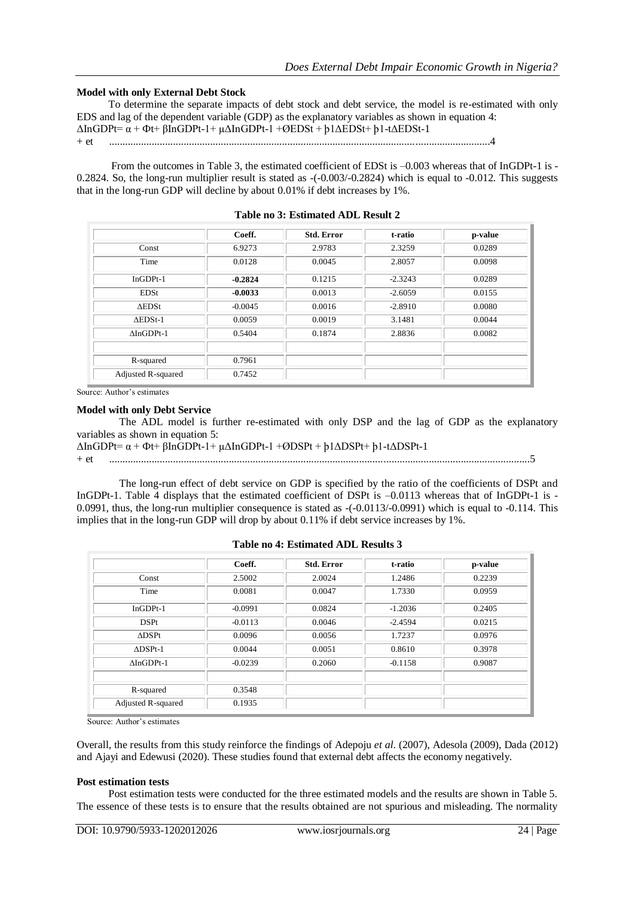**Model with only External Debt Stock**

To determine the separate impacts of debt stock and debt service, the model is re-estimated with only EDS and lag of the dependent variable (GDP) as the explanatory variables as shown in equation 4:

$$\Delta InGDPt= \alpha + \Phi t+ \beta InGDPt\text{-}1+ \mu\Delta InGDPt\text{-}1 + ØEDSt + þ1\Delta EDSt+ þ1\text{-}t\Delta EDSt\text{-}1 + et \quad \text{.....4}$$

From the outcomes in Table 3, the estimated coefficient of EDSt is –0.003 whereas that of InGDPt-1 is -0.2824. So, the long-run multiplier result is stated as -(-0.003/-0.2824) which is equal to -0.012. This suggests that in the long-run GDP will decline by about 0.01% if debt increases by 1%.

**Table no 3: Estimated ADL Result 2**

| | Coeff. | Std. Error | t-ratio | p-value |
|---|---|---|---|---|
| Const | 6.9273 | 2.9783 | 2.3259 | 0.0289 |
| Time | 0.0128 | 0.0045 | 2.8057 | 0.0098 |
| InGDPt-1 | **-0.2824** | 0.1215 | -2.3243 | 0.0289 |
| EDSt | **-0.0033** | 0.0013 | -2.6059 | 0.0155 |
| ΔEDSt | -0.0045 | 0.0016 | -2.8910 | 0.0080 |
| ΔEDSt-1 | 0.0059 | 0.0019 | 3.1481 | 0.0044 |
| ΔInGDPt-1 | 0.5404 | 0.1874 | 2.8836 | 0.0082 |
| | | | | |
| R-squared | 0.7961 | | | |
| Adjusted R-squared | 0.7452 | | | |

Source: Author's estimates

**Model with only Debt Service**

The ADL model is further re-estimated with only DSP and the lag of GDP as the explanatory variables as shown in equation 5:

$$\Delta InGDPt= \alpha + \Phi t+ \beta InGDPt\text{-}1+ \mu\Delta InGDPt\text{-}1 + ØDSPt + þ1\Delta DSPt+ þ1\text{-}t\Delta DSPt\text{-}1 + et \quad \text{.....5}$$

The long-run effect of debt service on GDP is specified by the ratio of the coefficients of DSPt and InGDPt-1. Table 4 displays that the estimated coefficient of DSPt is –0.0113 whereas that of InGDPt-1 is -0.0991, thus, the long-run multiplier consequence is stated as -(-0.0113/-0.0991) which is equal to -0.114. This implies that in the long-run GDP will drop by about 0.11% if debt service increases by 1%.

**Table no 4: Estimated ADL Results 3**

| | Coeff. | Std. Error | t-ratio | p-value |
|---|---|---|---|---|
| Const | 2.5002 | 2.0024 | 1.2486 | 0.2239 |
| Time | 0.0081 | 0.0047 | 1.7330 | 0.0959 |
| InGDPt-1 | -0.0991 | 0.0824 | -1.2036 | 0.2405 |
| DSPt | -0.0113 | 0.0046 | -2.4594 | 0.0215 |
| ΔDSPt | 0.0096 | 0.0056 | 1.7237 | 0.0976 |
| ΔDSPt-1 | 0.0044 | 0.0051 | 0.8610 | 0.3978 |
| ΔInGDPt-1 | -0.0239 | 0.2060 | -0.1158 | 0.9087 |
| | | | | |
| R-squared | 0.3548 | | | |
| Adjusted R-squared | 0.1935 | | | |

Source: Author's estimates

Overall, the results from this study reinforce the findings of Adepoju *et al.* (2007), Adesola (2009), Dada (2012) and Ajayi and Edewusi (2020). These studies found that external debt affects the economy negatively.

**Post estimation tests**

Post estimation tests were conducted for the three estimated models and the results are shown in Table 5. The essence of these tests is to ensure that the results obtained are not spurious and misleading. The normality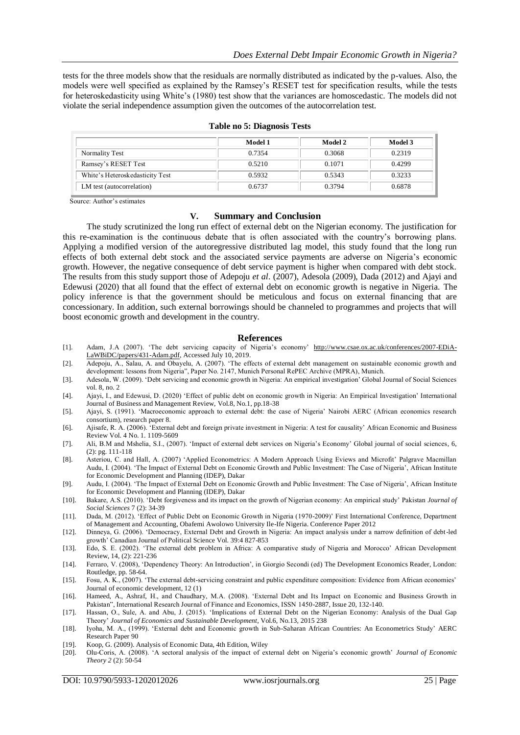tests for the three models show that the residuals are normally distributed as indicated by the p-values. Also, the models were well specified as explained by the Ramsey's RESET test for specification results, while the tests for heteroskedasticity using White's (1980) test show that the variances are homoscedastic. The models did not violate the serial independence assumption given the outcomes of the autocorrelation test.

**Table no 5: Diagnosis Tests**

| | Model 1 | Model 2 | Model 3 |
|---|---|---|---|
| Normality Test | 0.7354 | 0.3068 | 0.2319 |
| Ramsey's RESET Test | 0.5210 | 0.1071 | 0.4299 |
| White's Heteroskedasticity Test | 0.5932 | 0.5343 | 0.3233 |
| LM test (autocorrelation) | 0.6737 | 0.3794 | 0.6878 |

Source: Author's estimates

## V. Summary and Conclusion

The study scrutinized the long run effect of external debt on the Nigerian economy. The justification for this re-examination is the continuous debate that is often associated with the country's borrowing plans. Applying a modified version of the autoregressive distributed lag model, this study found that the long run effects of both external debt stock and the associated service payments are adverse on Nigeria's economic growth. However, the negative consequence of debt service payment is higher when compared with debt stock. The results from this study support those of Adepoju *et al*. (2007), Adesola (2009), Dada (2012) and Ajayi and Edewusi (2020) that all found that the effect of external debt on economic growth is negative in Nigeria. The policy inference is that the government should be meticulous and focus on external financing that are concessionary. In addition, such external borrowings should be channeled to programmes and projects that will boost economic growth and development in the country.

## References

[1]. Adam, J.A (2007). 'The debt servicing capacity of Nigeria's economy' http://www.csae.ox.ac.uk/conferences/2007-EDiA-LaWBiDC/papers/431-Adam.pdf, Accessed July 10, 2019.

[2]. Adepoju, A., Salau, A. and Obayelu, A. (2007). 'The effects of external debt management on sustainable economic growth and development: lessons from Nigeria", Paper No. 2147, Munich Personal RePEC Archive (MPRA), Munich.

[3]. Adesola, W. (2009). 'Debt servicing and economic growth in Nigeria: An empirical investigation' Global Journal of Social Sciences vol. 8, no. 2

[4]. Ajayi, I., and Edewusi, D. (2020) 'Effect of public debt on economic growth in Nigeria: An Empirical Investigation' International Journal of Business and Management Review, Vol.8, No.1, pp.18-38

[5]. Ajayi, S. (1991). 'Macroeconomic approach to external debt: the case of Nigeria' Nairobi AERC (African economics research consortium), research paper 8.

[6]. Ajisafe, R. A. (2006). 'External debt and foreign private investment in Nigeria: A test for causality' African Economic and Business Review Vol. 4 No. 1. 1109-5609

[7]. Ali, B.M and Mshelia, S.I., (2007). 'Impact of external debt services on Nigeria's Economy' Global journal of social sciences, 6, (2): pg. 111-118

[8]. Asteriou, C. and Hall, A. (2007) 'Applied Econometrics: A Modern Approach Using Eviews and Microfit' Palgrave Macmillan Audu, I. (2004). 'The Impact of External Debt on Economic Growth and Public Investment: The Case of Nigeria', African Institute for Economic Development and Planning (IDEP), Dakar

[9]. Audu, I. (2004). 'The Impact of External Debt on Economic Growth and Public Investment: The Case of Nigeria', African Institute for Economic Development and Planning (IDEP), Dakar

[10]. Bakare, A.S. (2010). 'Debt forgiveness and its impact on the growth of Nigerian economy: An empirical study' Pakistan *Journal of Social Sciences* 7 (2): 34-39

[11]. Dada, M. (2012). 'Effect of Public Debt on Economic Growth in Nigeria (1970-2009)' First International Conference, Department of Management and Accounting, Obafemi Awolowo University Ile-Ife Nigeria. Conference Paper 2012

[12]. Dinneya, G. (2006). 'Democracy, External Debt and Growth in Nigeria: An impact analysis under a narrow definition of debt-led growth' Canadian Journal of Political Science Vol. 39:4 827-853

[13]. Edo, S. E. (2002). 'The external debt problem in Africa: A comparative study of Nigeria and Morocco' African Development Review, 14, (2): 221-236

[14]. Ferraro, V. (2008), 'Dependency Theory: An Introduction', in Giorgio Secondi (ed) The Development Economics Reader, London: Routledge, pp. 58-64.

[15]. Fosu, A. K., (2007). 'The external debt-servicing constraint and public expenditure composition: Evidence from African economies' Journal of economic development, 12 (1)

[16]. Hameed, A., Ashraf, H., and Chaudhary, M.A. (2008). 'External Debt and Its Impact on Economic and Business Growth in Pakistan", International Research Journal of Finance and Economics, ISSN 1450-2887, Issue 20, 132-140.

[17]. Hassan, O., Sule, A. and Abu, J. (2015). 'Implications of External Debt on the Nigerian Economy: Analysis of the Dual Gap Theory' *Journal of Economics and Sustainable Development*, Vol.6, No.13, 2015 238

[18]. Iyoha, M. A., (1999). 'External debt and Economic growth in Sub-Saharan African Countries: An Econometrics Study' AERC Research Paper 90

[19]. Koop, G. (2009). Analysis of Economic Data, 4th Edition, Wiley

[20]. Olu-Coris, A. (2008). 'A sectoral analysis of the impact of external debt on Nigeria's economic growth' *Journal of Economic Theory 2* (2): 50-54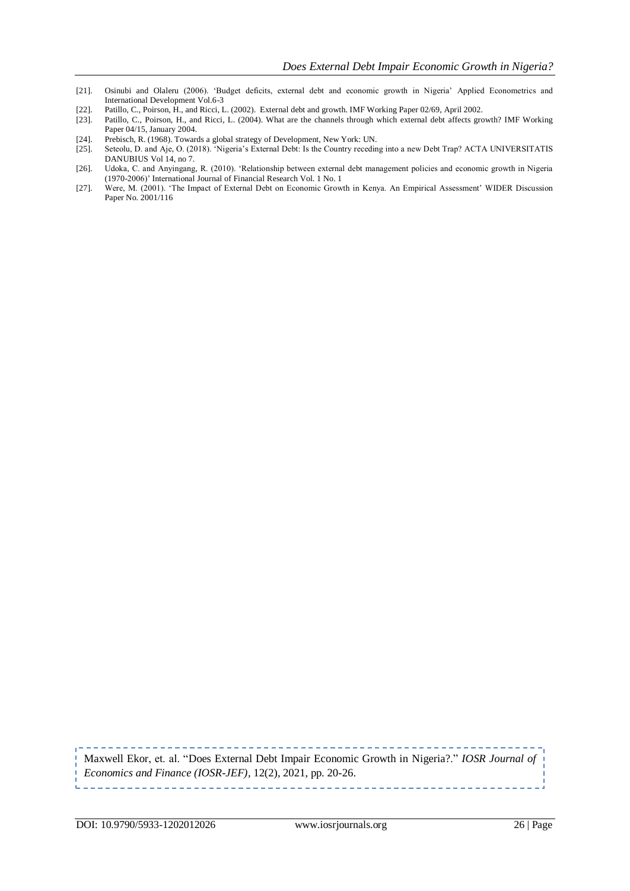[21]. Osinubi and Olaleru (2006). 'Budget deficits, external debt and economic growth in Nigeria' Applied Econometrics and International Development Vol.6-3

[22]. Patillo, C., Poirson, H., and Ricci, L. (2002). External debt and growth. IMF Working Paper 02/69, April 2002.

[23]. Patillo, C., Poirson, H., and Ricci, L. (2004). What are the channels through which external debt affects growth? IMF Working Paper 04/15, January 2004.

[24]. Prebisch, R. (1968). Towards a global strategy of Development, New York: UN.

[25]. Seteolu, D. and Aje, O. (2018). 'Nigeria's External Debt: Is the Country receding into a new Debt Trap? ACTA UNIVERSITATIS DANUBIUS Vol 14, no 7.

[26]. Udoka, C. and Anyingang, R. (2010). 'Relationship between external debt management policies and economic growth in Nigeria (1970-2006)' International Journal of Financial Research Vol. 1 No. 1

[27]. Were, M. (2001). 'The Impact of External Debt on Economic Growth in Kenya. An Empirical Assessment' WIDER Discussion Paper No. 2001/116

Maxwell Ekor, et. al. "Does External Debt Impair Economic Growth in Nigeria?." *IOSR Journal of Economics and Finance (IOSR-JEF)*, 12(2), 2021, pp. 20-26.